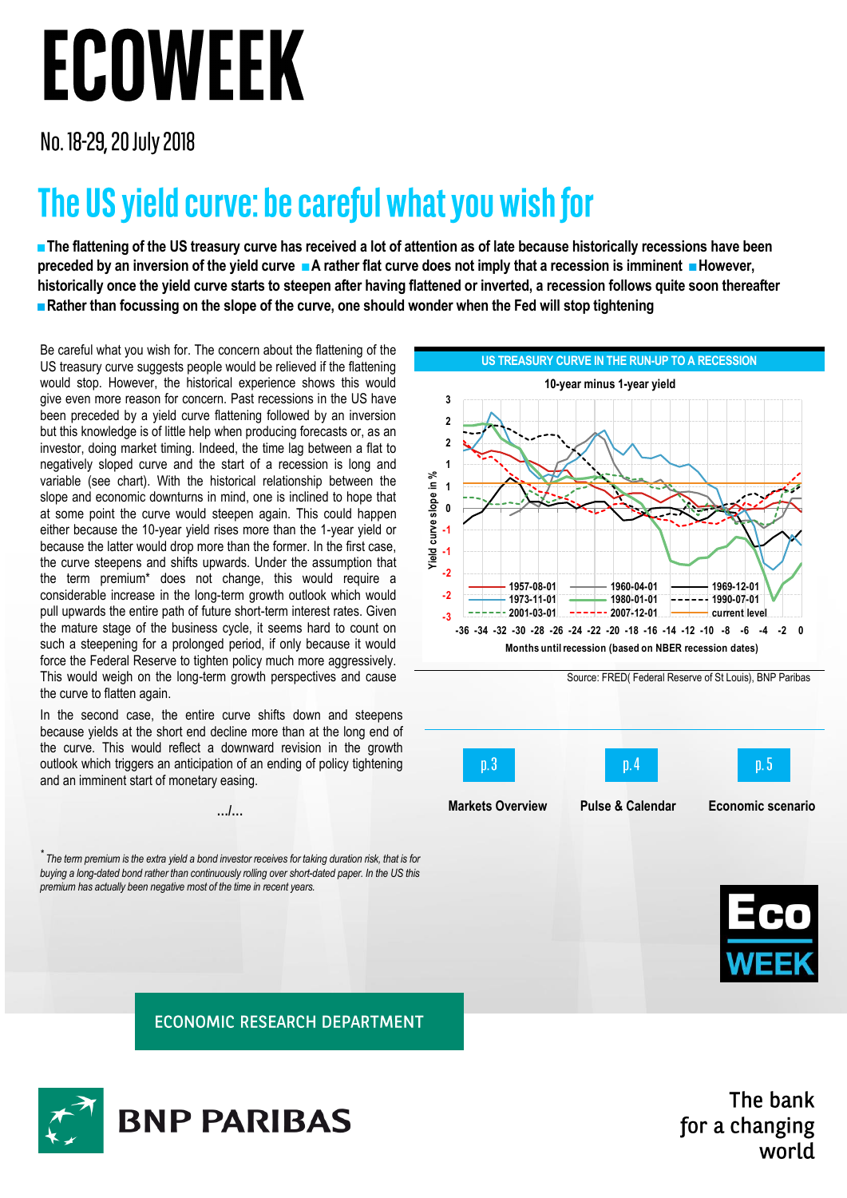# ECOWEEK

No. 18-29, 20 July 2018

## The US yield curve: be careful what you wish for

**■ The flattening of the US treasury curve has received a lot of attention as of late because historically recessions have been preceded by an inversion of the yield curve ■ A rather flat curve does not imply that a recession is imminent ■ However, historically once the yield curve starts to steepen after having flattened or inverted, a recession follows quite soon thereafter ■ Rather than focussing on the slope of the curve, one should wonder when the Fed will stop tightening**

Be careful what you wish for. The concern about the flattening of the US treasury curve suggests people would be relieved if the flattening would stop. However, the historical experience shows this would give even more reason for concern. Past recessions in the US have been preceded by a yield curve flattening followed by an inversion but this knowledge is of little help when producing forecasts or, as an investor, doing market timing. Indeed, the time lag between a flat to negatively sloped curve and the start of a recession is long and variable (see chart). With the historical relationship between the slope and economic downturns in mind, one is inclined to hope that at some point the curve would steepen again. This could happen either because the 10-year yield rises more than the 1-year yield or because the latter would drop more than the former. In the first case, the curve steepens and shifts upwards. Under the assumption that the term premium* does not change, this would require a considerable increase in the long-term growth outlook which would pull upwards the entire path of future short-term interest rates. Given the mature stage of the business cycle, it seems hard to count on such a steepening for a prolonged period, if only because it would force the Federal Reserve to tighten policy much more aggressively. This would weigh on the long-term growth perspectives and cause the curve to flatten again.

In the second case, the entire curve shifts down and steepens because yields at the short end decline more than at the long end of the curve. This would reflect a downward revision in the growth outlook which triggers an anticipation of an ending of policy tightening and an imminent start of monetary easing.

.../...

**US TREASURY CURVE IN THE RUN-UP TO A RECESSION**

10-year minus 1-year yield

Legend: 1957-08-01, 1960-04-01, 1969-12-01, 1973-11-01, 1980-01-01, 1990-07-01, 2001-03-01, 2007-12-01, current level

Y-axis: Yield curve slope in %; X-axis: Months until recession (based on NBER recession dates), -36 to 0

Source: FRED( Federal Reserve of St Louis), BNP Paribas

p.3 Markets Overview | p.4 Pulse & Calendar | p.5 Economic scenario

* *The term premium is the extra yield a bond investor receives for taking duration risk, that is for buying a long-dated bond rather than continuously rolling over short-dated paper. In the US this premium has actually been negative most of the time in recent years.*

ECONOMIC RESEARCH DEPARTMENT

BNP PARIBAS — The bank for a changing world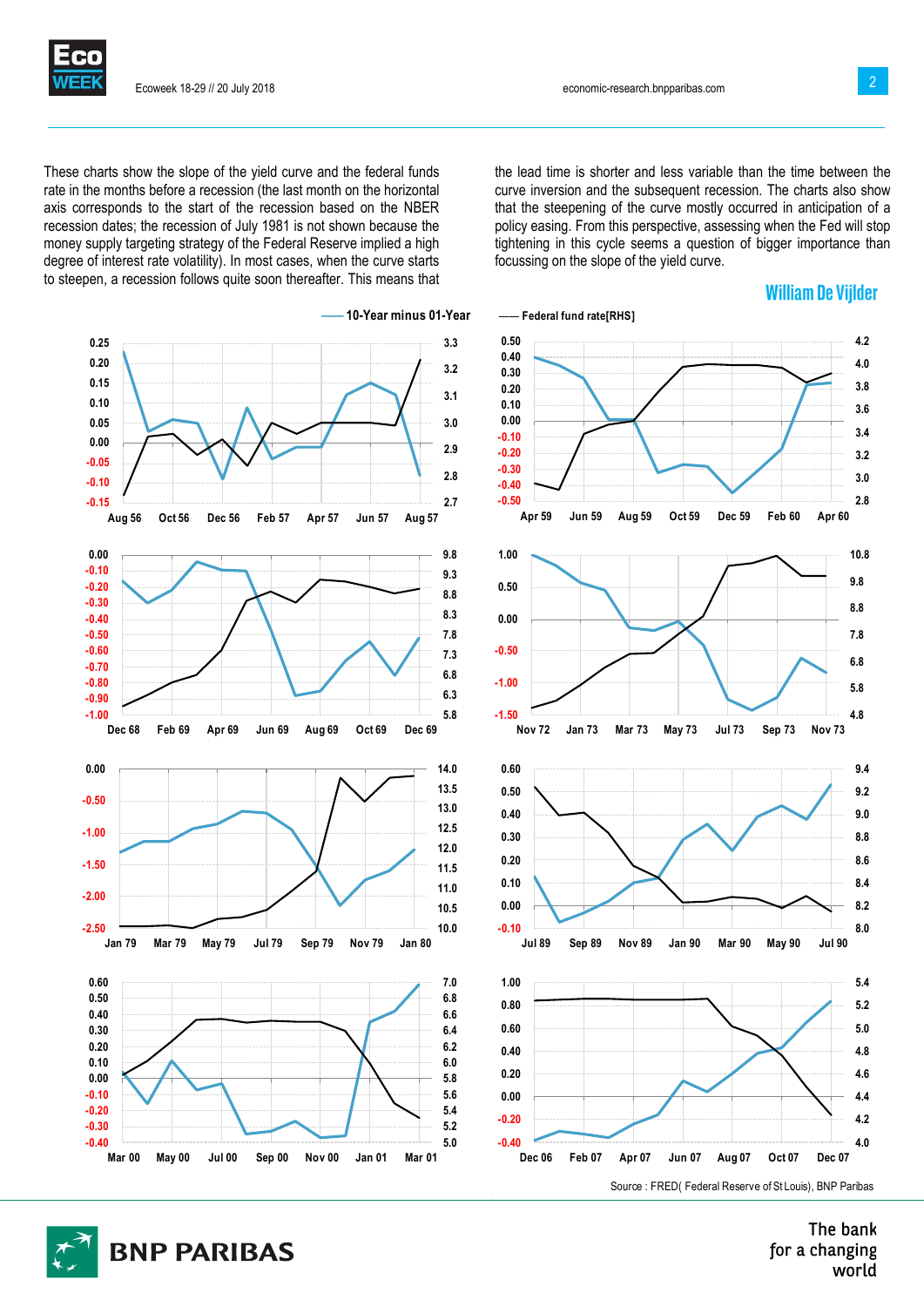These charts show the slope of the yield curve and the federal funds rate in the months before a recession (the last month on the horizontal axis corresponds to the start of the recession based on the NBER recession dates; the recession of July 1981 is not shown because the money supply targeting strategy of the Federal Reserve implied a high degree of interest rate volatility). In most cases, when the curve starts to steepen, a recession follows quite soon thereafter. This means that the lead time is shorter and less variable than the time between the curve inversion and the subsequent recession. The charts also show that the steepening of the curve mostly occurred in anticipation of a policy easing. From this perspective, assessing when the Fed will stop tightening in this cycle seems a question of bigger importance than focussing on the slope of the yield curve.

**William De Vijlder**

10-Year minus 01-Year
Federal fund rate[RHS]

Aug 56, Oct 56, Dec 56, Feb 57, Apr 57, Jun 57, Aug 57
Apr 59, Jun 59, Aug 59, Oct 59, Dec 59, Feb 60, Apr 60
Dec 68, Feb 69, Apr 69, Jun 69, Aug 69, Oct 69, Dec 69
Nov 72, Jan 73, Mar 73, May 73, Jul 73, Sep 73, Nov 73
Jan 79, Mar 79, May 79, Jul 79, Sep 79, Nov 79, Jan 80
Jul 89, Sep 89, Nov 89, Jan 90, Mar 90, May 90, Jul 90
Mar 00, May 00, Jul 00, Sep 00, Nov 00, Jan 01, Mar 01
Dec 06, Feb 07, Apr 07, Jun 07, Aug 07, Oct 07, Dec 07

Source : FRED( Federal Reserve of St Louis), BNP Paribas